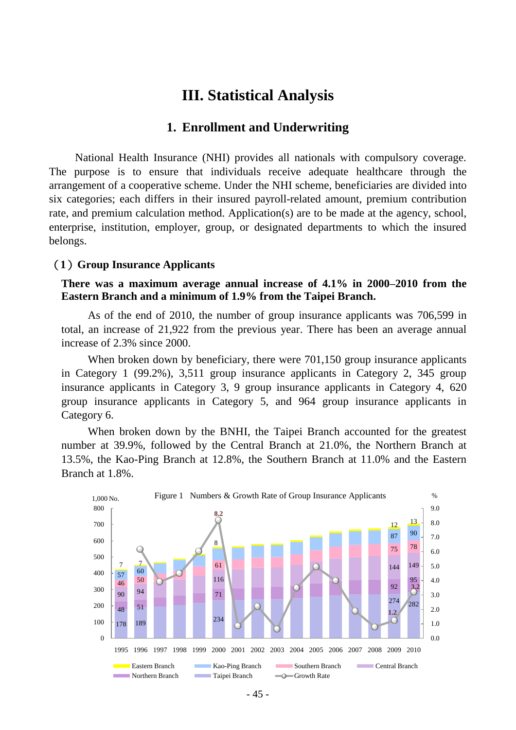# III. Statistical Analysis

## 1. Enrollment and Underwriting

National Health Insurance (NHI) provides all nationals with compulsory coverage. The purpose is to ensure that individuals receive adequate healthcare through the arrangement of a cooperative scheme. Under the NHI scheme, beneficiaries are divided into six categories; each differs in their insured payroll-related amount, premium contribution rate, and premium calculation method. Application(s) are to be made at the agency, school, enterprise, institution, employer, group, or designated departments to which the insured belongs.

### （1）Group Insurance Applicants

**There was a maximum average annual increase of 4.1% in 2000–2010 from the Eastern Branch and a minimum of 1.9% from the Taipei Branch.**

As of the end of 2010, the number of group insurance applicants was 706,599 in total, an increase of 21,922 from the previous year. There has been an average annual increase of 2.3% since 2000.

When broken down by beneficiary, there were 701,150 group insurance applicants in Category 1 (99.2%), 3,511 group insurance applicants in Category 2, 345 group insurance applicants in Category 3, 9 group insurance applicants in Category 4, 620 group insurance applicants in Category 5, and 964 group insurance applicants in Category 6.

When broken down by the BNHI, the Taipei Branch accounted for the greatest number at 39.9%, followed by the Central Branch at 21.0%, the Northern Branch at 13.5%, the Kao-Ping Branch at 12.8%, the Southern Branch at 11.0% and the Eastern Branch at 1.8%.

Figure 1 Numbers & Growth Rate of Group Insurance Applicants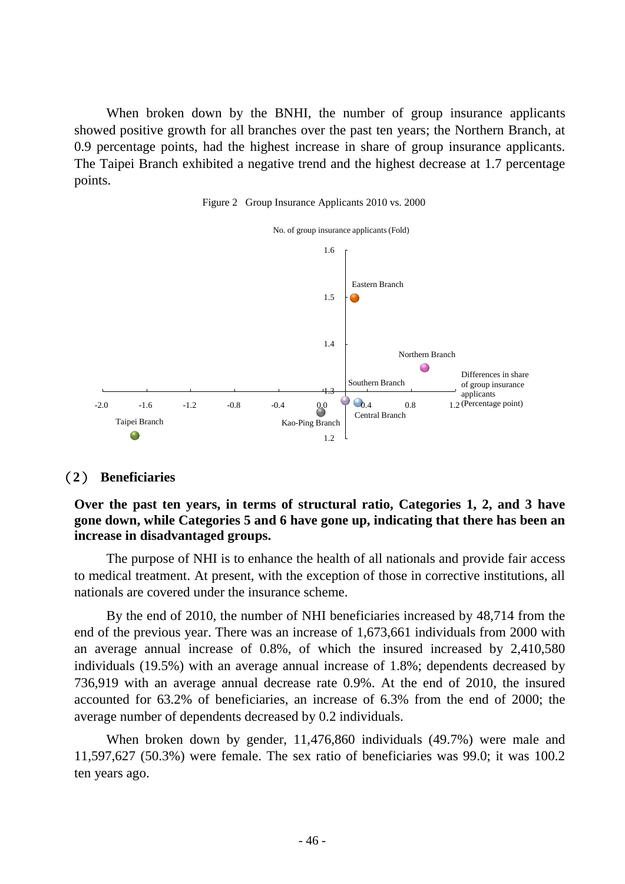When broken down by the BNHI, the number of group insurance applicants showed positive growth for all branches over the past ten years; the Northern Branch, at 0.9 percentage points, had the highest increase in share of group insurance applicants. The Taipei Branch exhibited a negative trend and the highest decrease at 1.7 percentage points.

Figure 2 Group Insurance Applicants 2010 vs. 2000

No. of group insurance applicants (Fold)

Differences in share of group insurance applicants (Percentage point)

Eastern Branch, Northern Branch, Southern Branch, Central Branch, Kao-Ping Branch, Taipei Branch

## (2) Beneficiaries

**Over the past ten years, in terms of structural ratio, Categories 1, 2, and 3 have gone down, while Categories 5 and 6 have gone up, indicating that there has been an increase in disadvantaged groups.**

The purpose of NHI is to enhance the health of all nationals and provide fair access to medical treatment. At present, with the exception of those in corrective institutions, all nationals are covered under the insurance scheme.

By the end of 2010, the number of NHI beneficiaries increased by 48,714 from the end of the previous year. There was an increase of 1,673,661 individuals from 2000 with an average annual increase of 0.8%, of which the insured increased by 2,410,580 individuals (19.5%) with an average annual increase of 1.8%; dependents decreased by 736,919 with an average annual decrease rate 0.9%. At the end of 2010, the insured accounted for 63.2% of beneficiaries, an increase of 6.3% from the end of 2000; the average number of dependents decreased by 0.2 individuals.

When broken down by gender, 11,476,860 individuals (49.7%) were male and 11,597,627 (50.3%) were female. The sex ratio of beneficiaries was 99.0; it was 100.2 ten years ago.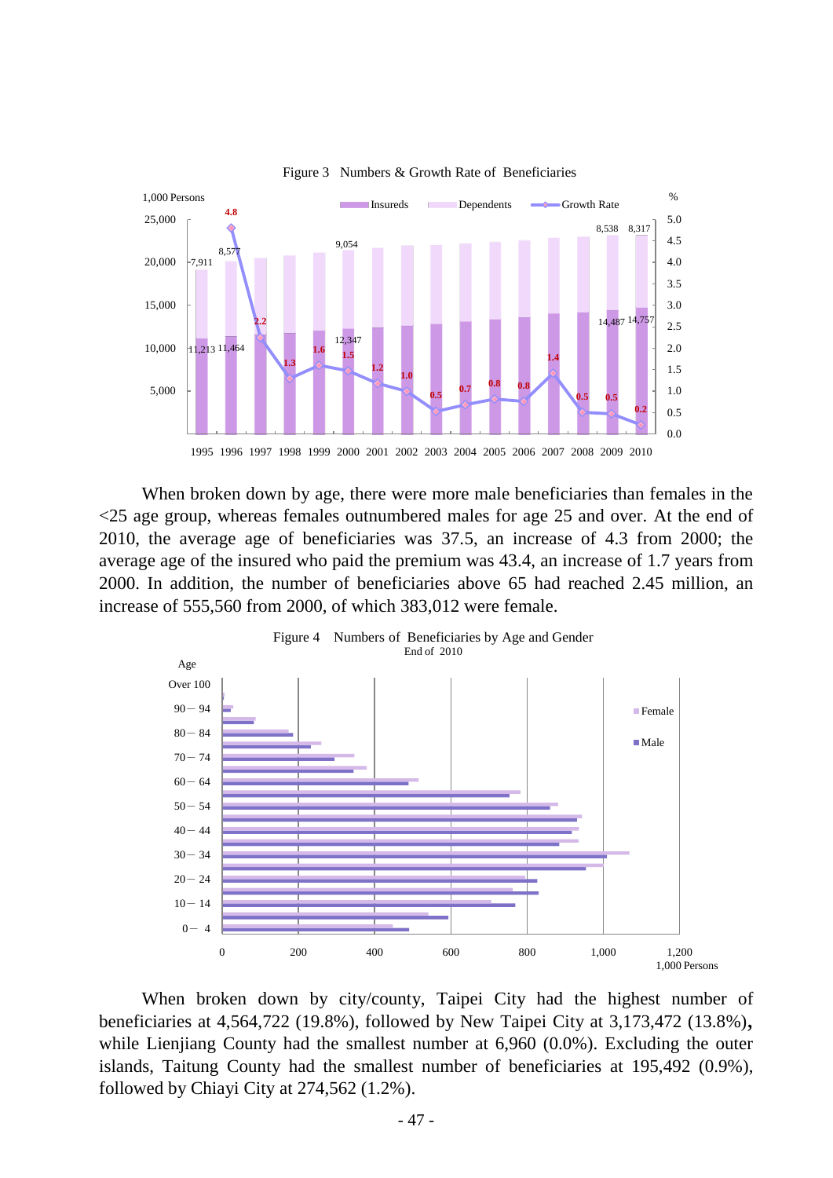Figure 3 Numbers & Growth Rate of Beneficiaries

When broken down by age, there were more male beneficiaries than females in the <25 age group, whereas females outnumbered males for age 25 and over. At the end of 2010, the average age of beneficiaries was 37.5, an increase of 4.3 from 2000; the average age of the insured who paid the premium was 43.4, an increase of 1.7 years from 2000. In addition, the number of beneficiaries above 65 had reached 2.45 million, an increase of 555,560 from 2000, of which 383,012 were female.

Figure 4 Numbers of Beneficiaries by Age and Gender
End of 2010

When broken down by city/county, Taipei City had the highest number of beneficiaries at 4,564,722 (19.8%), followed by New Taipei City at 3,173,472 (13.8%)**,** while Lienjiang County had the smallest number at 6,960 (0.0%). Excluding the outer islands, Taitung County had the smallest number of beneficiaries at 195,492 (0.9%), followed by Chiayi City at 274,562 (1.2%).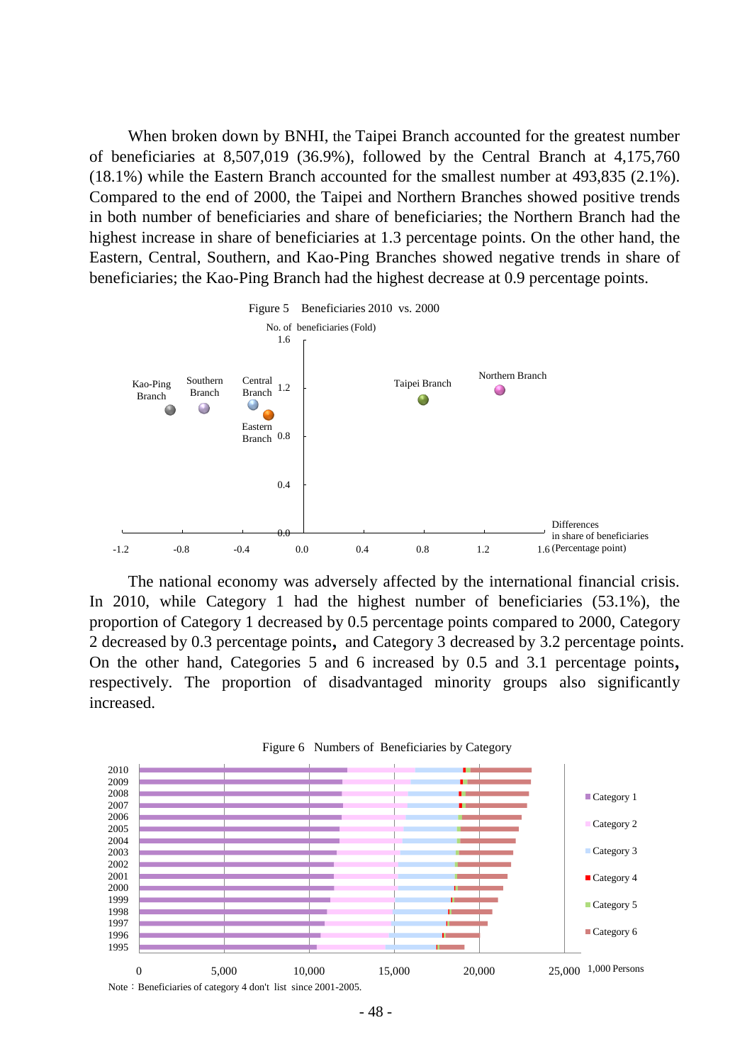When broken down by BNHI, the Taipei Branch accounted for the greatest number of beneficiaries at 8,507,019 (36.9%), followed by the Central Branch at 4,175,760 (18.1%) while the Eastern Branch accounted for the smallest number at 493,835 (2.1%). Compared to the end of 2000, the Taipei and Northern Branches showed positive trends in both number of beneficiaries and share of beneficiaries; the Northern Branch had the highest increase in share of beneficiaries at 1.3 percentage points. On the other hand, the Eastern, Central, Southern, and Kao-Ping Branches showed negative trends in share of beneficiaries; the Kao-Ping Branch had the highest decrease at 0.9 percentage points.

Figure 5 Beneficiaries 2010 vs. 2000

The national economy was adversely affected by the international financial crisis. In 2010, while Category 1 had the highest number of beneficiaries (53.1%), the proportion of Category 1 decreased by 0.5 percentage points compared to 2000, Category 2 decreased by 0.3 percentage points, and Category 3 decreased by 3.2 percentage points. On the other hand, Categories 5 and 6 increased by 0.5 and 3.1 percentage points, respectively. The proportion of disadvantaged minority groups also significantly increased.

Figure 6 Numbers of Beneficiaries by Category

Note：Beneficiaries of category 4 don't list since 2001-2005.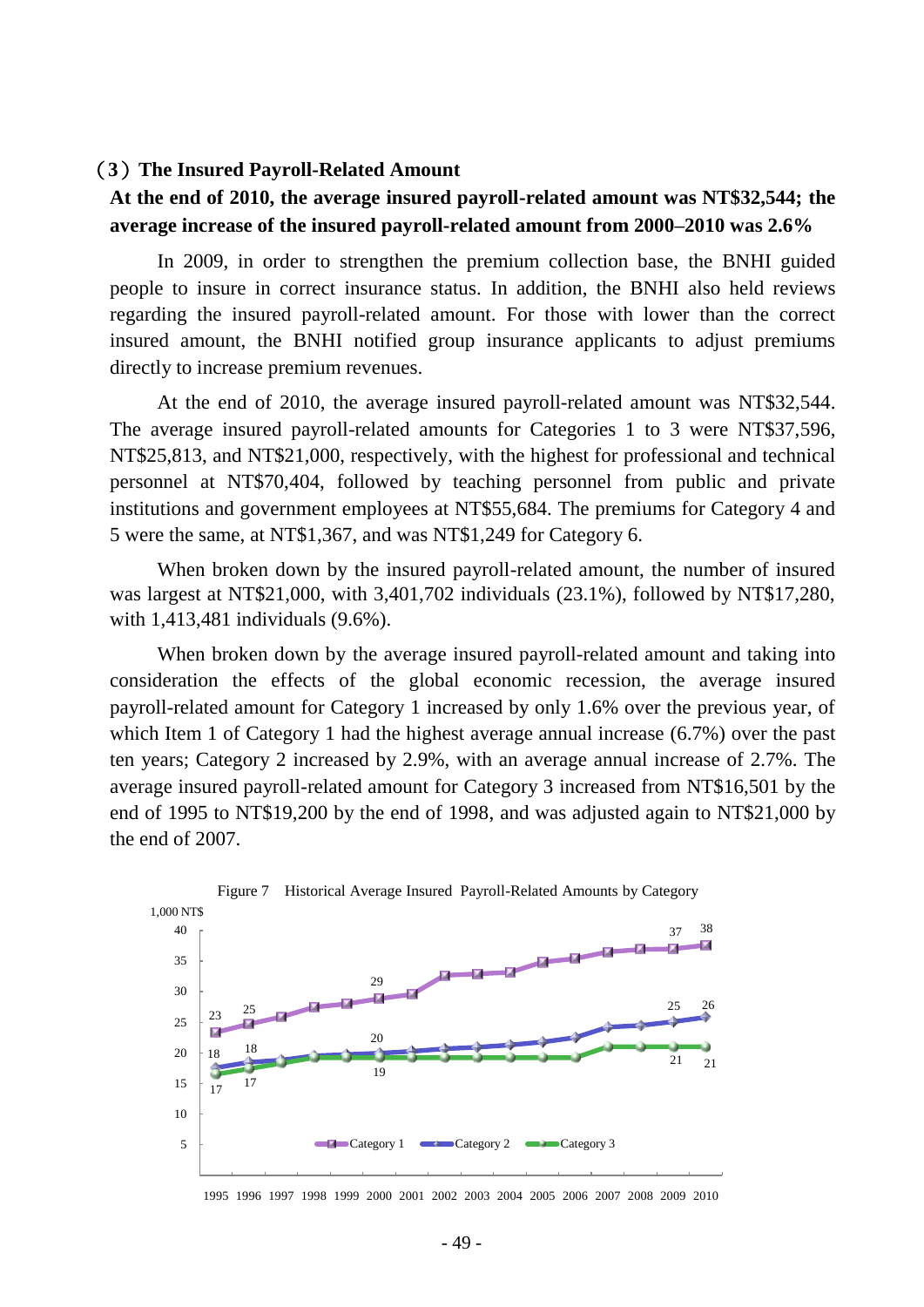### （3）The Insured Payroll-Related Amount

**At the end of 2010, the average insured payroll-related amount was NT$32,544; the average increase of the insured payroll-related amount from 2000–2010 was 2.6%**

In 2009, in order to strengthen the premium collection base, the BNHI guided people to insure in correct insurance status. In addition, the BNHI also held reviews regarding the insured payroll-related amount. For those with lower than the correct insured amount, the BNHI notified group insurance applicants to adjust premiums directly to increase premium revenues.

At the end of 2010, the average insured payroll-related amount was NT$32,544. The average insured payroll-related amounts for Categories 1 to 3 were NT$37,596, NT$25,813, and NT$21,000, respectively, with the highest for professional and technical personnel at NT$70,404, followed by teaching personnel from public and private institutions and government employees at NT$55,684. The premiums for Category 4 and 5 were the same, at NT$1,367, and was NT$1,249 for Category 6.

When broken down by the insured payroll-related amount, the number of insured was largest at NT$21,000, with 3,401,702 individuals (23.1%), followed by NT$17,280, with 1,413,481 individuals (9.6%).

When broken down by the average insured payroll-related amount and taking into consideration the effects of the global economic recession, the average insured payroll-related amount for Category 1 increased by only 1.6% over the previous year, of which Item 1 of Category 1 had the highest average annual increase (6.7%) over the past ten years; Category 2 increased by 2.9%, with an average annual increase of 2.7%. The average insured payroll-related amount for Category 3 increased from NT$16,501 by the end of 1995 to NT$19,200 by the end of 1998, and was adjusted again to NT$21,000 by the end of 2007.

Figure 7 Historical Average Insured Payroll-Related Amounts by Category

1,000 NT$

| Year | Category 1 | Category 2 | Category 3 |
| --- | --- | --- | --- |
| 1995 | 23 | 18 | 17 |
| 1996 | 25 | 18 | 17 |
| 2000 | 29 | 20 | 19 |
| 2009 | 37 | 25 | 21 |
| 2010 | 38 | 26 | 21 |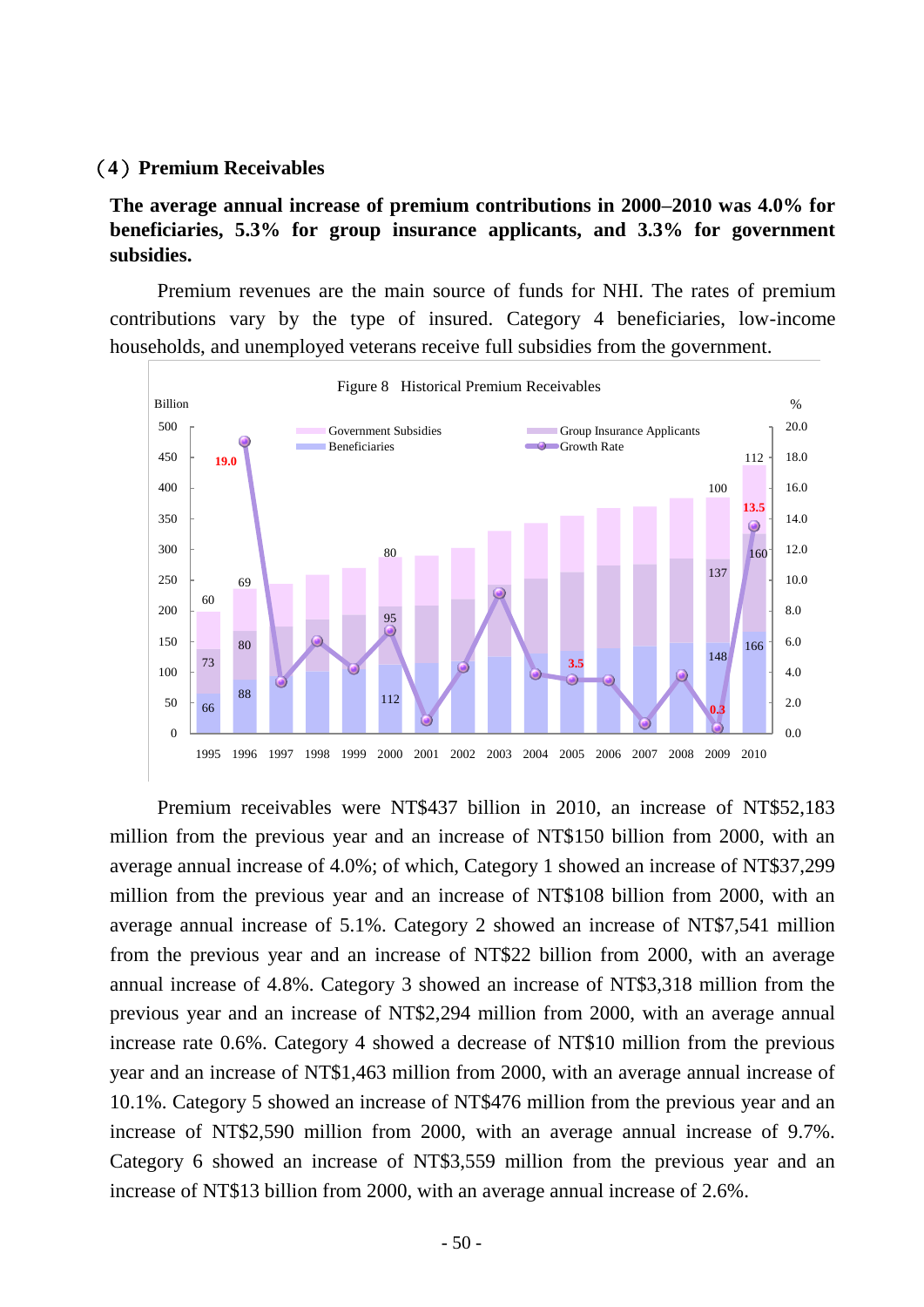### （4）Premium Receivables

**The average annual increase of premium contributions in 2000–2010 was 4.0% for beneficiaries, 5.3% for group insurance applicants, and 3.3% for government subsidies.**

Premium revenues are the main source of funds for NHI. The rates of premium contributions vary by the type of insured. Category 4 beneficiaries, low-income households, and unemployed veterans receive full subsidies from the government.

Figure 8 Historical Premium Receivables

Premium receivables were NT$437 billion in 2010, an increase of NT$52,183 million from the previous year and an increase of NT$150 billion from 2000, with an average annual increase of 4.0%; of which, Category 1 showed an increase of NT$37,299 million from the previous year and an increase of NT$108 billion from 2000, with an average annual increase of 5.1%. Category 2 showed an increase of NT$7,541 million from the previous year and an increase of NT$22 billion from 2000, with an average annual increase of 4.8%. Category 3 showed an increase of NT$3,318 million from the previous year and an increase of NT$2,294 million from 2000, with an average annual increase rate 0.6%. Category 4 showed a decrease of NT$10 million from the previous year and an increase of NT$1,463 million from 2000, with an average annual increase of 10.1%. Category 5 showed an increase of NT$476 million from the previous year and an increase of NT$2,590 million from 2000, with an average annual increase of 9.7%. Category 6 showed an increase of NT$3,559 million from the previous year and an increase of NT$13 billion from 2000, with an average annual increase of 2.6%.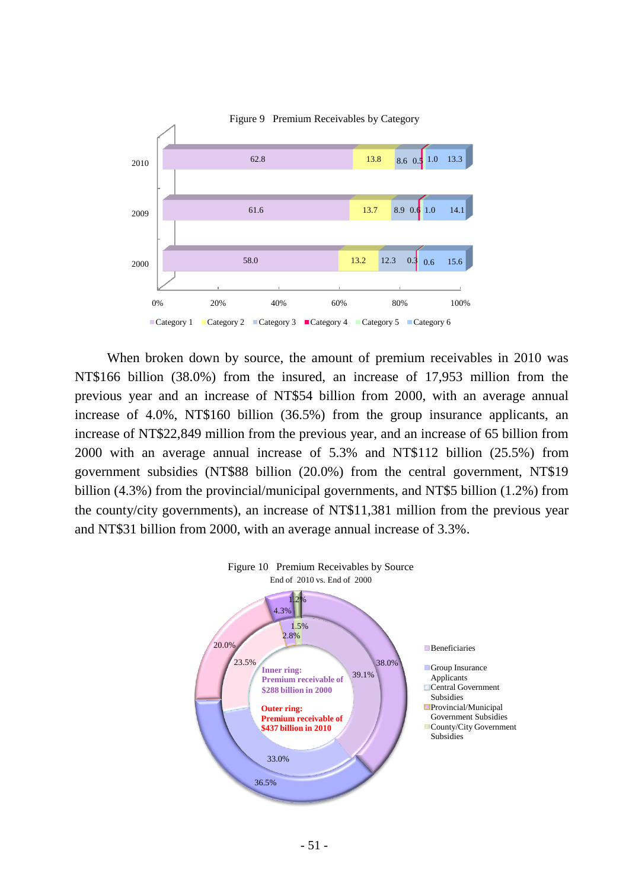Figure 9 Premium Receivables by Category

2010: 62.8, 13.8, 8.6, 0.5, 1.0, 13.3

2009: 61.6, 13.7, 8.9, 0.6, 1.0, 14.1

2000: 58.0, 13.2, 12.3, 0.3, 0.6, 15.6

0% 20% 40% 60% 80% 100%

Category 1 Category 2 Category 3 Category 4 Category 5 Category 6

When broken down by source, the amount of premium receivables in 2010 was NT$166 billion (38.0%) from the insured, an increase of 17,953 million from the previous year and an increase of NT$54 billion from 2000, with an average annual increase of 4.0%, NT$160 billion (36.5%) from the group insurance applicants, an increase of NT$22,849 million from the previous year, and an increase of 65 billion from 2000 with an average annual increase of 5.3% and NT$112 billion (25.5%) from government subsidies (NT$88 billion (20.0%) from the central government, NT$19 billion (4.3%) from the provincial/municipal governments, and NT$5 billion (1.2%) from the county/city governments), an increase of NT$11,381 million from the previous year and NT$31 billion from 2000, with an average annual increase of 3.3%.

Figure 10 Premium Receivables by Source

End of 2010 vs. End of 2000

Inner ring: Premium receivable of $288 billion in 2000

Outer ring: Premium receivable of $437 billion in 2010

38.0% 39.1% 36.5% 33.0% 20.0% 23.5% 4.3% 2.8% 1.2% 1.5%

Beneficiaries

Group Insurance Applicants

Central Government Subsidies

Provincial/Municipal Government Subsidies

County/City Government Subsidies